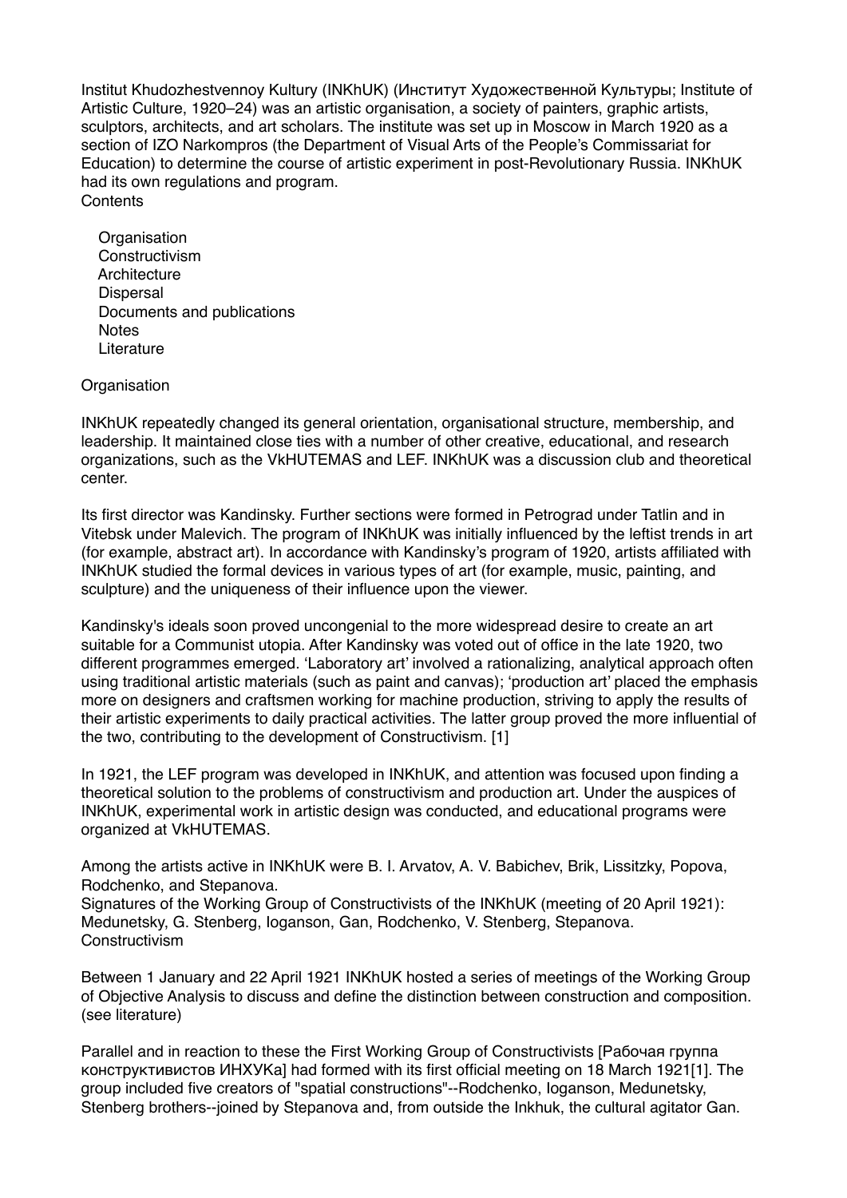Institut Khudozhestvennoy Kultury (INKhUK) (Институт Художественной Культуры; Institute of Artistic Culture, 1920–24) was an artistic organisation, a society of painters, graphic artists, sculptors, architects, and art scholars. The institute was set up in Moscow in March 1920 as a section of IZO Narkompros (the Department of Visual Arts of the People's Commissariat for Education) to determine the course of artistic experiment in post-Revolutionary Russia. INKhUK had its own regulations and program.

Contents

- Organisation
- Constructivism
- Architecture
- Dispersal
- Documents and publications
- Notes
- Literature

## Organisation

INKhUK repeatedly changed its general orientation, organisational structure, membership, and leadership. It maintained close ties with a number of other creative, educational, and research organizations, such as the VkHUTEMAS and LEF. INKhUK was a discussion club and theoretical center.

Its first director was Kandinsky. Further sections were formed in Petrograd under Tatlin and in Vitebsk under Malevich. The program of INKhUK was initially influenced by the leftist trends in art (for example, abstract art). In accordance with Kandinsky's program of 1920, artists affiliated with INKhUK studied the formal devices in various types of art (for example, music, painting, and sculpture) and the uniqueness of their influence upon the viewer.

Kandinsky's ideals soon proved uncongenial to the more widespread desire to create an art suitable for a Communist utopia. After Kandinsky was voted out of office in the late 1920, two different programmes emerged. 'Laboratory art' involved a rationalizing, analytical approach often using traditional artistic materials (such as paint and canvas); 'production art' placed the emphasis more on designers and craftsmen working for machine production, striving to apply the results of their artistic experiments to daily practical activities. The latter group proved the more influential of the two, contributing to the development of Constructivism. [1]

In 1921, the LEF program was developed in INKhUK, and attention was focused upon finding a theoretical solution to the problems of constructivism and production art. Under the auspices of INKhUK, experimental work in artistic design was conducted, and educational programs were organized at VkHUTEMAS.

Among the artists active in INKhUK were B. I. Arvatov, A. V. Babichev, Brik, Lissitzky, Popova, Rodchenko, and Stepanova.

Signatures of the Working Group of Constructivists of the INKhUK (meeting of 20 April 1921): Medunetsky, G. Stenberg, Ioganson, Gan, Rodchenko, V. Stenberg, Stepanova.

## Constructivism

Between 1 January and 22 April 1921 INKhUK hosted a series of meetings of the Working Group of Objective Analysis to discuss and define the distinction between construction and composition. (see literature)

Parallel and in reaction to these the First Working Group of Constructivists [Рабочая группа конструктивистов ИНХУКа] had formed with its first official meeting on 18 March 1921[1]. The group included five creators of "spatial constructions"--Rodchenko, Ioganson, Medunetsky, Stenberg brothers--joined by Stepanova and, from outside the Inkhuk, the cultural agitator Gan.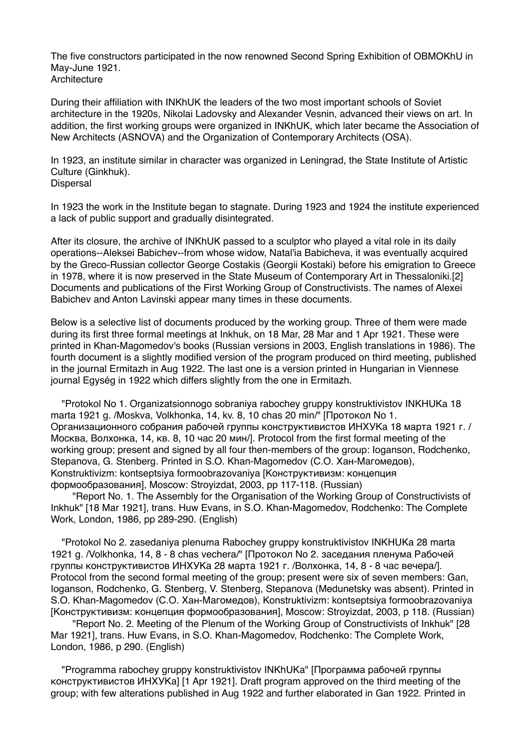The five constructors participated in the now renowned Second Spring Exhibition of OBMOKhU in May-June 1921.

## Architecture

During their affiliation with INKhUK the leaders of the two most important schools of Soviet architecture in the 1920s, Nikolai Ladovsky and Alexander Vesnin, advanced their views on art. In addition, the first working groups were organized in INKhUK, which later became the Association of New Architects (ASNOVA) and the Organization of Contemporary Architects (OSA).

In 1923, an institute similar in character was organized in Leningrad, the State Institute of Artistic Culture (Ginkhuk).

## Dispersal

In 1923 the work in the Institute began to stagnate. During 1923 and 1924 the institute experienced a lack of public support and gradually disintegrated.

After its closure, the archive of INKhUK passed to a sculptor who played a vital role in its daily operations--Aleksei Babichev--from whose widow, Natal'ia Babicheva, it was eventually acquired by the Greco-Russian collector George Costakis (Georgii Kostaki) before his emigration to Greece in 1978, where it is now preserved in the State Museum of Contemporary Art in Thessaloniki.[2]

Documents and publications of the First Working Group of Constructivists. The names of Alexei Babichev and Anton Lavinski appear many times in these documents.

Below is a selective list of documents produced by the working group. Three of them were made during its first three formal meetings at Inkhuk, on 18 Mar, 28 Mar and 1 Apr 1921. These were printed in Khan-Magomedov's books (Russian versions in 2003, English translations in 1986). The fourth document is a slightly modified version of the program produced on third meeting, published in the journal Ermitazh in Aug 1922. The last one is a version printed in Hungarian in Viennese journal Egység in 1922 which differs slightly from the one in Ermitazh.

"Protokol No 1. Organizatsionnogo sobraniya rabochey gruppy konstruktivistov INKHUKa 18 marta 1921 g. /Moskva, Volkhonka, 14, kv. 8, 10 chas 20 min/" [Протокол No 1. Организационного собрания рабочей группы конструктивистов ИНХУКа 18 марта 1921 г. / Москва, Волхонка, 14, кв. 8, 10 час 20 мин/]. Protocol from the first formal meeting of the working group; present and signed by all four then-members of the group: Ioganson, Rodchenko, Stepanova, G. Stenberg. Printed in S.O. Khan-Magomedov (С.О. Хан-Магомедов), Konstruktivizm: kontseptsiya formoobrazovaniya [Конструктивизм: концепция формообразования], Moscow: Stroyizdat, 2003, pp 117-118. (Russian)

"Report No. 1. The Assembly for the Organisation of the Working Group of Constructivists of Inkhuk" [18 Mar 1921], trans. Huw Evans, in S.O. Khan-Magomedov, Rodchenko: The Complete Work, London, 1986, pp 289-290. (English)

"Protokol No 2. zasedaniya plenuma Rabochey gruppy konstruktivistov INKHUKa 28 marta 1921 g. /Volkhonka, 14, 8 - 8 chas vechera/" [Протокол No 2. заседания пленума Рабочей группы конструктивистов ИНХУКа 28 марта 1921 г. /Волхонка, 14, 8 - 8 час вечера/]. Protocol from the second formal meeting of the group; present were six of seven members: Gan, Ioganson, Rodchenko, G. Stenberg, V. Stenberg, Stepanova (Medunetsky was absent). Printed in S.O. Khan-Magomedov (С.О. Хан-Магомедов), Konstruktivizm: kontseptsiya formoobrazovaniya [Конструктивизм: концепция формообразования], Moscow: Stroyizdat, 2003, p 118. (Russian)

"Report No. 2. Meeting of the Plenum of the Working Group of Constructivists of Inkhuk" [28 Mar 1921], trans. Huw Evans, in S.O. Khan-Magomedov, Rodchenko: The Complete Work, London, 1986, p 290. (English)

"Programma rabochey gruppy konstruktivistov INKhUKa" [Программа рабочей группы конструктивистов ИНХУКа] [1 Apr 1921]. Draft program approved on the third meeting of the group; with few alterations published in Aug 1922 and further elaborated in Gan 1922. Printed in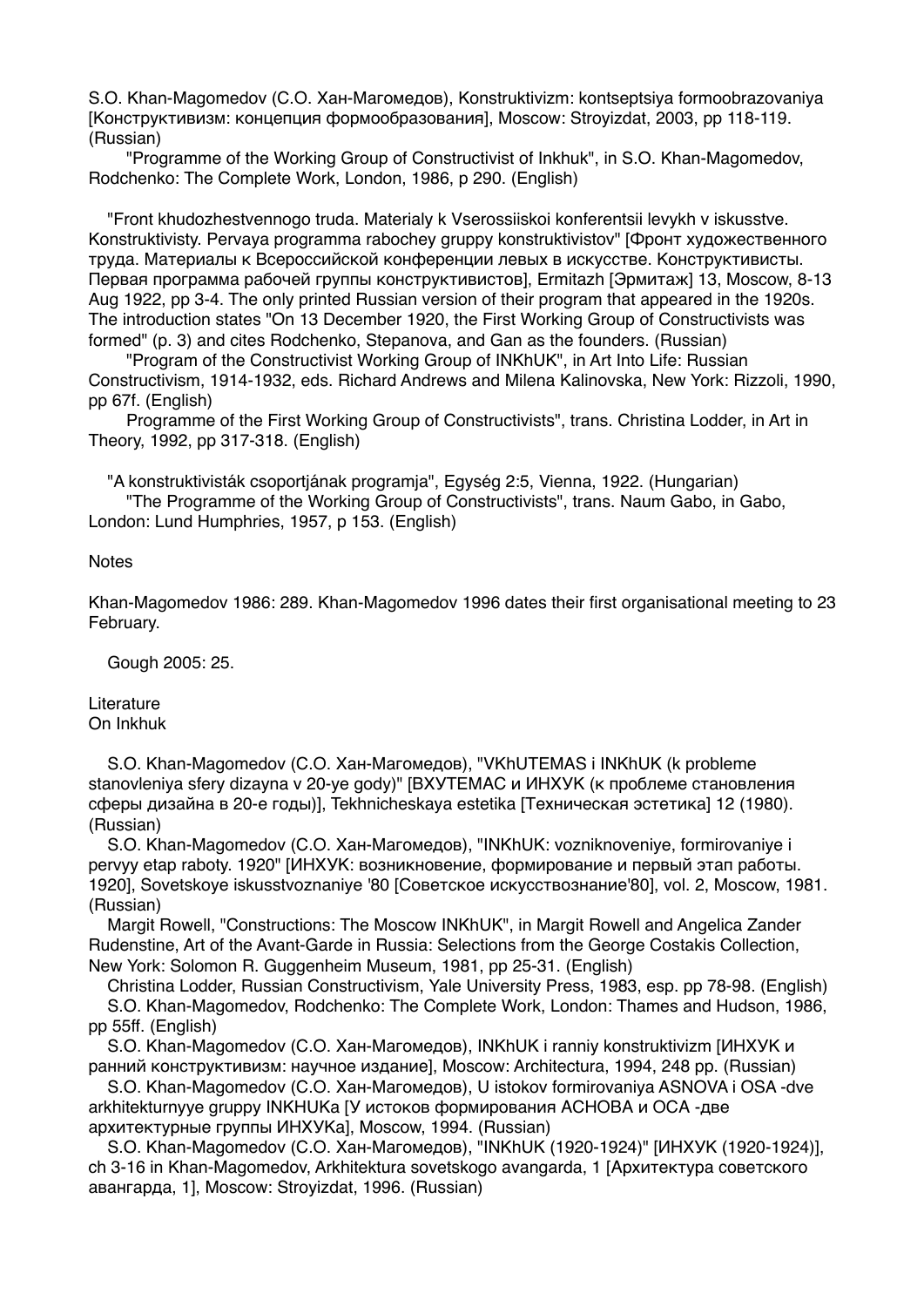S.O. Khan-Magomedov (С.О. Хан-Магомедов), Konstruktivizm: kontseptsiya formoobrazovaniya [Конструктивизм: концепция формообразования], Moscow: Stroyizdat, 2003, pp 118-119. (Russian)

"Programme of the Working Group of Constructivist of Inkhuk", in S.O. Khan-Magomedov, Rodchenko: The Complete Work, London, 1986, p 290. (English)

"Front khudozhestvennogo truda. Materialy k Vserossiiskoi konferentsii levykh v iskusstve. Konstruktivisty. Pervaya programma rabochey gruppy konstruktivistov" [Фронт художественного труда. Материалы к Всероссийской конференции левых в искусстве. Конструктивисты. Первая программа рабочей группы конструктивистов], Ermitazh [Эрмитаж] 13, Moscow, 8-13 Aug 1922, pp 3-4. The only printed Russian version of their program that appeared in the 1920s. The introduction states "On 13 December 1920, the First Working Group of Constructivists was formed" (p. 3) and cites Rodchenko, Stepanova, and Gan as the founders. (Russian)

"Program of the Constructivist Working Group of INKhUK", in Art Into Life: Russian Constructivism, 1914-1932, eds. Richard Andrews and Milena Kalinovska, New York: Rizzoli, 1990, pp 67f. (English)

Programme of the First Working Group of Constructivists", trans. Christina Lodder, in Art in Theory, 1992, pp 317-318. (English)

"A konstruktivisták csoportjának programja", Egység 2:5, Vienna, 1922. (Hungarian)

"The Programme of the Working Group of Constructivists", trans. Naum Gabo, in Gabo, London: Lund Humphries, 1957, p 153. (English)

Notes

Khan-Magomedov 1986: 289. Khan-Magomedov 1996 dates their first organisational meeting to 23 February.

Gough 2005: 25.

Literature
On Inkhuk

S.O. Khan-Magomedov (С.О. Хан-Магомедов), "VKhUTEMAS i INKhUK (k probleme stanovleniya sfery dizayna v 20-ye gody)" [ВХУТЕМАС и ИНХУК (к проблеме становления сферы дизайна в 20-е годы)], Tekhnicheskaya estetika [Техническая эстетика] 12 (1980). (Russian)

S.O. Khan-Magomedov (С.О. Хан-Магомедов), "INKhUK: vozniknoveniye, formirovaniye i pervyy etap raboty. 1920" [ИНХУК: возникновение, формирование и первый этап работы. 1920], Sovetskoye iskusstvoznaniye '80 [Советское искусствознание'80], vol. 2, Moscow, 1981. (Russian)

Margit Rowell, "Constructions: The Moscow INKhUK", in Margit Rowell and Angelica Zander Rudenstine, Art of the Avant-Garde in Russia: Selections from the George Costakis Collection, New York: Solomon R. Guggenheim Museum, 1981, pp 25-31. (English)

Christina Lodder, Russian Constructivism, Yale University Press, 1983, esp. pp 78-98. (English)

S.O. Khan-Magomedov, Rodchenko: The Complete Work, London: Thames and Hudson, 1986, pp 55ff. (English)

S.O. Khan-Magomedov (С.О. Хан-Магомедов), INKhUK i ranniy konstruktivizm [ИНХУК и ранний конструктивизм: научное издание], Moscow: Architectura, 1994, 248 pp. (Russian)

S.O. Khan-Magomedov (С.О. Хан-Магомедов), U istokov formirovaniya ASNOVA i OSA -dve arkhitekturnyye gruppy INKHUKa [У истоков формирования АСНОВА и ОСА -две архитектурные группы ИНХУКа], Moscow, 1994. (Russian)

S.O. Khan-Magomedov (С.О. Хан-Магомедов), "INKhUK (1920-1924)" [ИНХУК (1920-1924)], ch 3-16 in Khan-Magomedov, Arkhitektura sovetskogo avangarda, 1 [Архитектура советского авангарда, 1], Moscow: Stroyizdat, 1996. (Russian)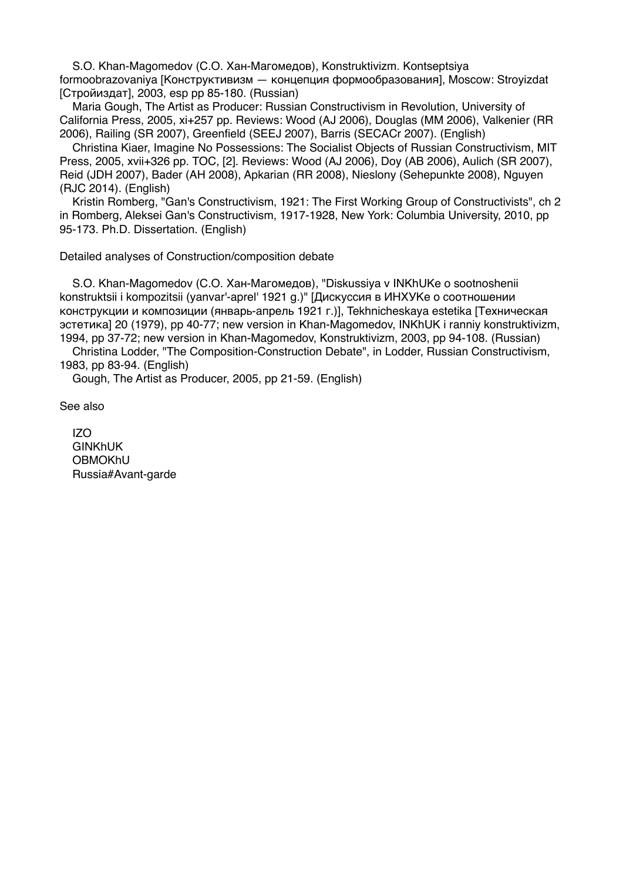S.O. Khan-Magomedov (С.О. Хан-Магомедов), Konstruktivizm. Kontseptsiya formoobrazovaniya [Конструктивизм — концепция формообразования], Moscow: Stroyizdat [Стройиздат], 2003, esp pp 85-180. (Russian)

Maria Gough, The Artist as Producer: Russian Constructivism in Revolution, University of California Press, 2005, xi+257 pp. Reviews: Wood (AJ 2006), Douglas (MM 2006), Valkenier (RR 2006), Railing (SR 2007), Greenfield (SEEJ 2007), Barris (SECACr 2007). (English)

Christina Kiaer, Imagine No Possessions: The Socialist Objects of Russian Constructivism, MIT Press, 2005, xvii+326 pp. TOC, [2]. Reviews: Wood (AJ 2006), Doy (AB 2006), Aulich (SR 2007), Reid (JDH 2007), Bader (AH 2008), Apkarian (RR 2008), Nieslony (Sehepunkte 2008), Nguyen (RJC 2014). (English)

Kristin Romberg, "Gan's Constructivism, 1921: The First Working Group of Constructivists", ch 2 in Romberg, Aleksei Gan's Constructivism, 1917-1928, New York: Columbia University, 2010, pp 95-173. Ph.D. Dissertation. (English)

Detailed analyses of Construction/composition debate

S.O. Khan-Magomedov (С.О. Хан-Магомедов), "Diskussiya v INKhUKe o sootnoshenii konstruktsii i kompozitsii (yanvar'-aprel' 1921 g.)" [Дискуссия в ИНХУКе о соотношении конструкции и композиции (январь-апрель 1921 г.)], Tekhnicheskaya estetika [Техническая эстетика] 20 (1979), pp 40-77; new version in Khan-Magomedov, INKhUK i ranniy konstruktivizm, 1994, pp 37-72; new version in Khan-Magomedov, Konstruktivizm, 2003, pp 94-108. (Russian)

Christina Lodder, "The Composition-Construction Debate", in Lodder, Russian Constructivism, 1983, pp 83-94. (English)

Gough, The Artist as Producer, 2005, pp 21-59. (English)

See also

- IZO
- GINKhUK
- OBMOKhU
- Russia#Avant-garde